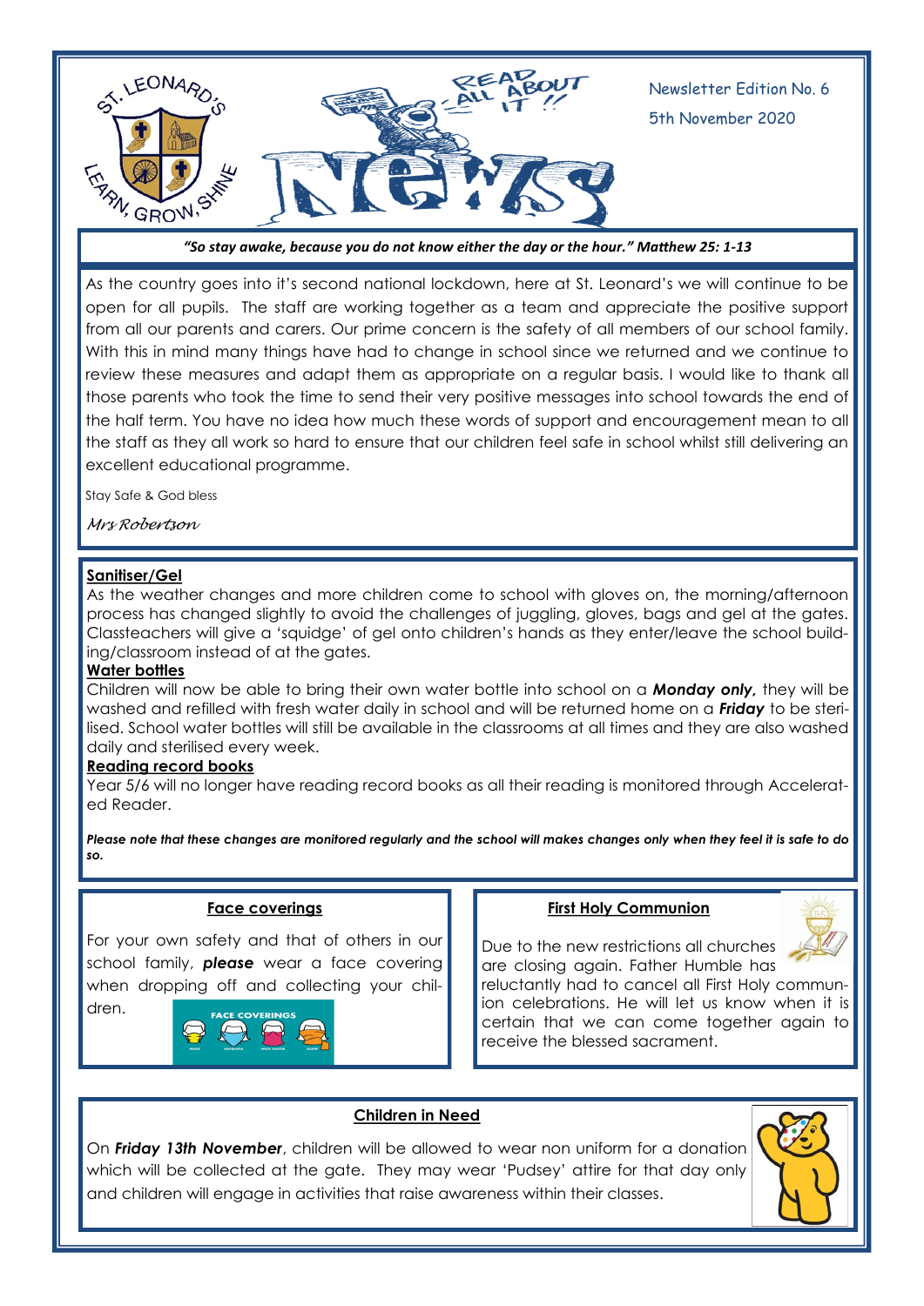ST. LEONARD'S — LEARN, GROW, SHINE

READ ALL ABOUT IT !! News

Newsletter Edition No. 6

5th November 2020

***"So stay awake, because you do not know either the day or the hour." Matthew 25: 1-13***

As the country goes into it's second national lockdown, here at St. Leonard's we will continue to be open for all pupils. The staff are working together as a team and appreciate the positive support from all our parents and carers. Our prime concern is the safety of all members of our school family. With this in mind many things have had to change in school since we returned and we continue to review these measures and adapt them as appropriate on a regular basis. I would like to thank all those parents who took the time to send their very positive messages into school towards the end of the half term. You have no idea how much these words of support and encouragement mean to all the staff as they all work so hard to ensure that our children feel safe in school whilst still delivering an excellent educational programme.

Stay Safe & God bless

*Mrs Robertson*

## Sanitiser/Gel

As the weather changes and more children come to school with gloves on, the morning/afternoon process has changed slightly to avoid the challenges of juggling, gloves, bags and gel at the gates. Classteachers will give a 'squidge' of gel onto children's hands as they enter/leave the school building/classroom instead of at the gates.

## Water bottles

Children will now be able to bring their own water bottle into school on a ***Monday only,*** they will be washed and refilled with fresh water daily in school and will be returned home on a ***Friday*** to be sterilised. School water bottles will still be available in the classrooms at all times and they are also washed daily and sterilised every week.

## Reading record books

Year 5/6 will no longer have reading record books as all their reading is monitored through Accelerated Reader.

***Please note that these changes are monitored regularly and the school will makes changes only when they feel it is safe to do so.***

## Face coverings

For your own safety and that of others in our school family, ***please*** wear a face covering when dropping off and collecting your children.

## First Holy Communion

Due to the new restrictions all churches are closing again. Father Humble has reluctantly had to cancel all First Holy communion celebrations. He will let us know when it is certain that we can come together again to receive the blessed sacrament.

## Children in Need

On ***Friday 13th November***, children will be allowed to wear non uniform for a donation which will be collected at the gate. They may wear 'Pudsey' attire for that day only and children will engage in activities that raise awareness within their classes.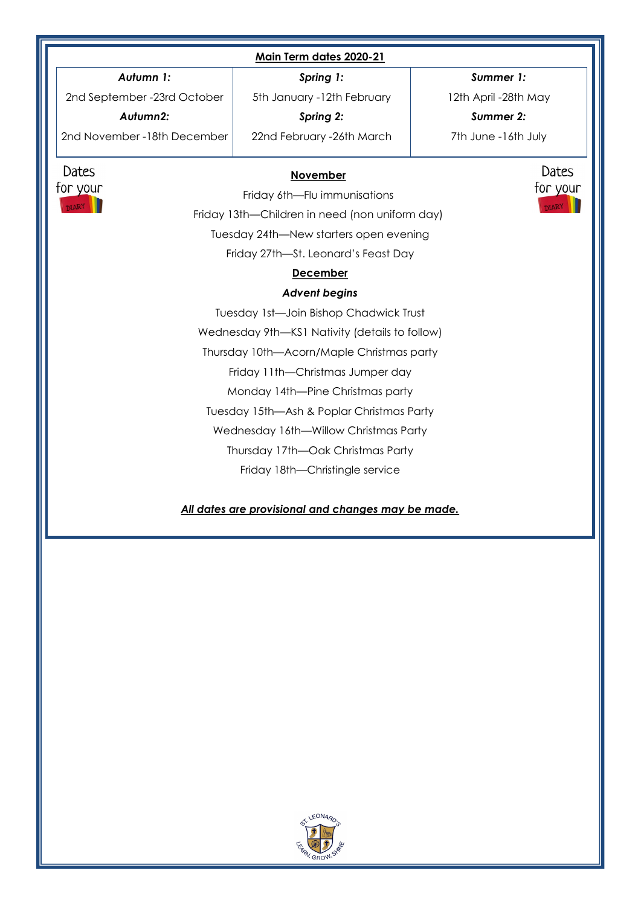## Main Term dates 2020-21

| *Autumn 1:* | *Spring 1:* | *Summer 1:* |
|---|---|---|
| 2nd September -23rd October | 5th January -12th February | 12th April -28th May |
| ***Autumn2:*** | ***Spring 2:*** | ***Summer 2:*** |
| 2nd November -18th December | 22nd February -26th March | 7th June -16th July |

Dates for your DIARY

### November

Friday 6th—Flu immunisations

Friday 13th—Children in need (non uniform day)

Tuesday 24th—New starters open evening

Friday 27th—St. Leonard's Feast Day

### December

***Advent begins***

Tuesday 1st—Join Bishop Chadwick Trust

Wednesday 9th—KS1 Nativity (details to follow)

Thursday 10th—Acorn/Maple Christmas party

Friday 11th—Christmas Jumper day

Monday 14th—Pine Christmas party

Tuesday 15th—Ash & Poplar Christmas Party

Wednesday 16th—Willow Christmas Party

Thursday 17th—Oak Christmas Party

Friday 18th—Christingle service

***All dates are provisional and changes may be made.***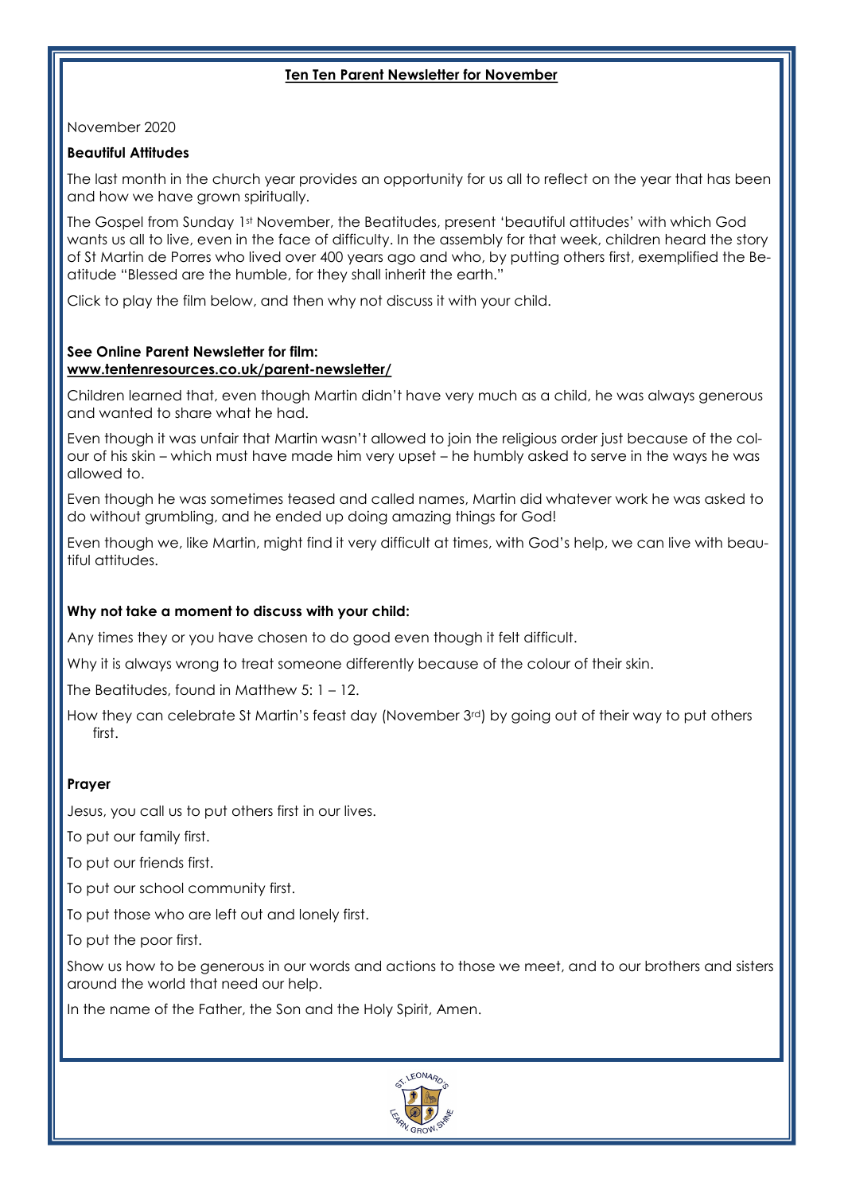## Ten Ten Parent Newsletter for November

November 2020

**Beautiful Attitudes**

The last month in the church year provides an opportunity for us all to reflect on the year that has been and how we have grown spiritually.

The Gospel from Sunday 1st November, the Beatitudes, present 'beautiful attitudes' with which God wants us all to live, even in the face of difficulty. In the assembly for that week, children heard the story of St Martin de Porres who lived over 400 years ago and who, by putting others first, exemplified the Beatitude "Blessed are the humble, for they shall inherit the earth."

Click to play the film below, and then why not discuss it with your child.

**See Online Parent Newsletter for film:**
**www.tentenresources.co.uk/parent-newsletter/**

Children learned that, even though Martin didn't have very much as a child, he was always generous and wanted to share what he had.

Even though it was unfair that Martin wasn't allowed to join the religious order just because of the colour of his skin – which must have made him very upset – he humbly asked to serve in the ways he was allowed to.

Even though he was sometimes teased and called names, Martin did whatever work he was asked to do without grumbling, and he ended up doing amazing things for God!

Even though we, like Martin, might find it very difficult at times, with God's help, we can live with beautiful attitudes.

**Why not take a moment to discuss with your child:**

Any times they or you have chosen to do good even though it felt difficult.

Why it is always wrong to treat someone differently because of the colour of their skin.

The Beatitudes, found in Matthew 5: 1 – 12.

How they can celebrate St Martin's feast day (November 3rd) by going out of their way to put others first.

**Prayer**

Jesus, you call us to put others first in our lives.

To put our family first.

To put our friends first.

To put our school community first.

To put those who are left out and lonely first.

To put the poor first.

Show us how to be generous in our words and actions to those we meet, and to our brothers and sisters around the world that need our help.

In the name of the Father, the Son and the Holy Spirit, Amen.